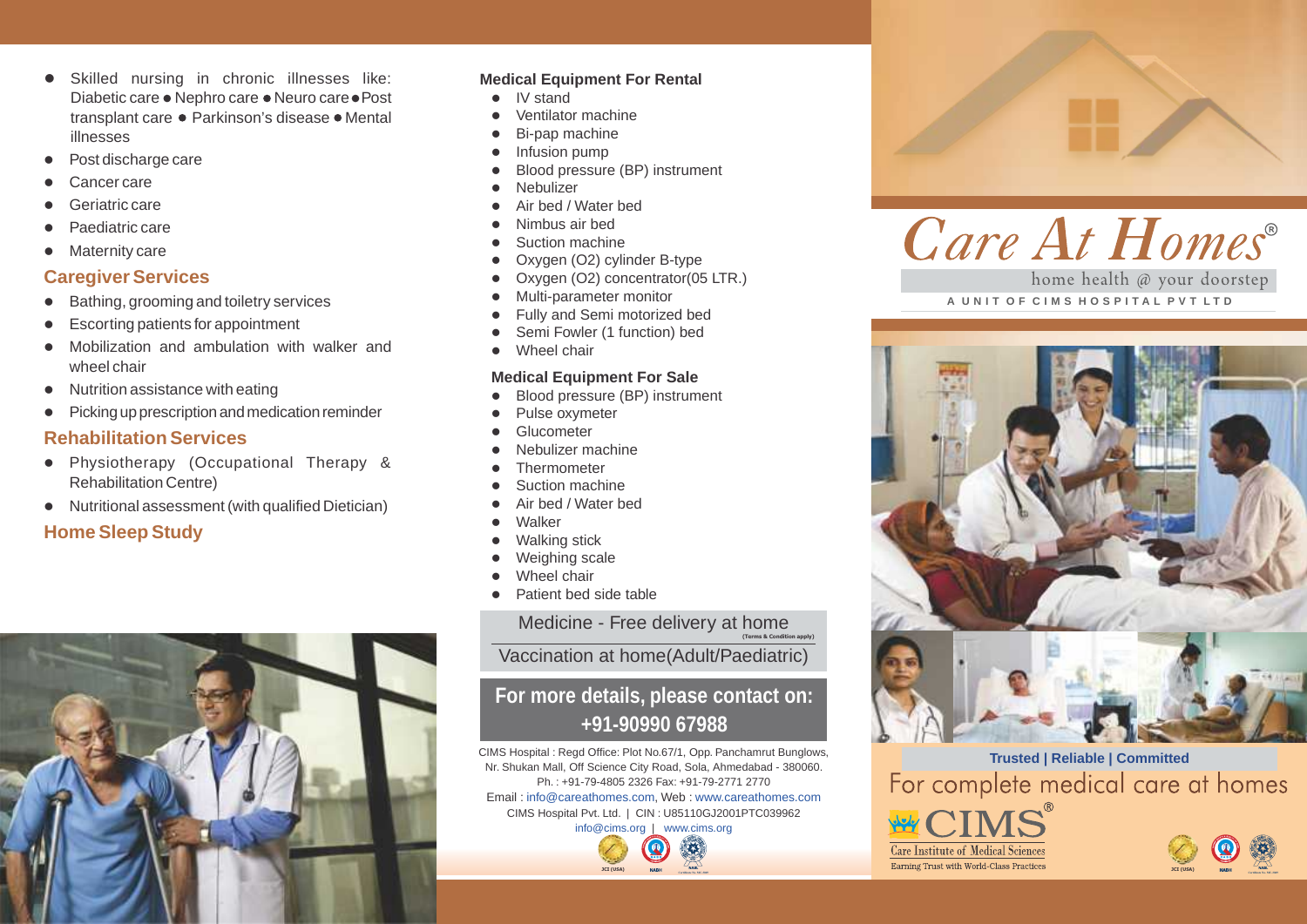- Skilled nursing in chronic illnesses like: Diabetic care ● Nephro care ● Neuro care ● Post transplant care ● Parkinson's disease ● Mental illnesses
- Post discharge care
- Cancer care
- Geriatric care
- Paediatric care
- Maternity care

## Caregiver Services

- Bathing, grooming and toiletry services
- Escorting patients for appointment
- Mobilization and ambulation with walker and wheel chair
- Nutrition assistance with eating
- Picking up prescription and medication reminder

## Rehabilitation Services

- Physiotherapy (Occupational Therapy & Rehabilitation Centre)
- Nutritional assessment (with qualified Dietician)

## Home Sleep Study

### Medical Equipment For Rental

- IV stand
- Ventilator machine
- Bi-pap machine
- Infusion pump
- Blood pressure (BP) instrument
- Nebulizer
- Air bed / Water bed
- Nimbus air bed
- Suction machine
- Oxygen (O2) cylinder B-type
- Oxygen (O2) concentrator(05 LTR.)
- Multi-parameter monitor
- Fully and Semi motorized bed
- Semi Fowler (1 function) bed
- Wheel chair

### Medical Equipment For Sale

- Blood pressure (BP) instrument
- Pulse oxymeter
- Glucometer
- Nebulizer machine
- Thermometer
- Suction machine
- Air bed / Water bed
- Walker
- Walking stick
- Weighing scale
- Wheel chair
- Patient bed side table

Medicine - Free delivery at home (Terms & Condition apply)

Vaccination at home(Adult/Paediatric)

**For more details, please contact on: +91-90990 67988**

CIMS Hospital : Regd Office: Plot No.67/1, Opp. Panchamrut Bunglows, Nr. Shukan Mall, Off Science City Road, Sola, Ahmedabad - 380060.
Ph. : +91-79-4805 2326 Fax: +91-79-2771 2770
Email : info@careathomes.com, Web : www.careathomes.com
CIMS Hospital Pvt. Ltd. | CIN : U85110GJ2001PTC039962
info@cims.org | www.cims.org

JCI (USA) NABH NABL

# Care At Homes®

home health @ your doorstep

A UNIT OF CIMS HOSPITAL PVT LTD

**Trusted | Reliable | Committed**

For complete medical care at homes

CIMS®
Care Institute of Medical Sciences
Earning Trust with World-Class Practices

JCI (USA) NABH NABL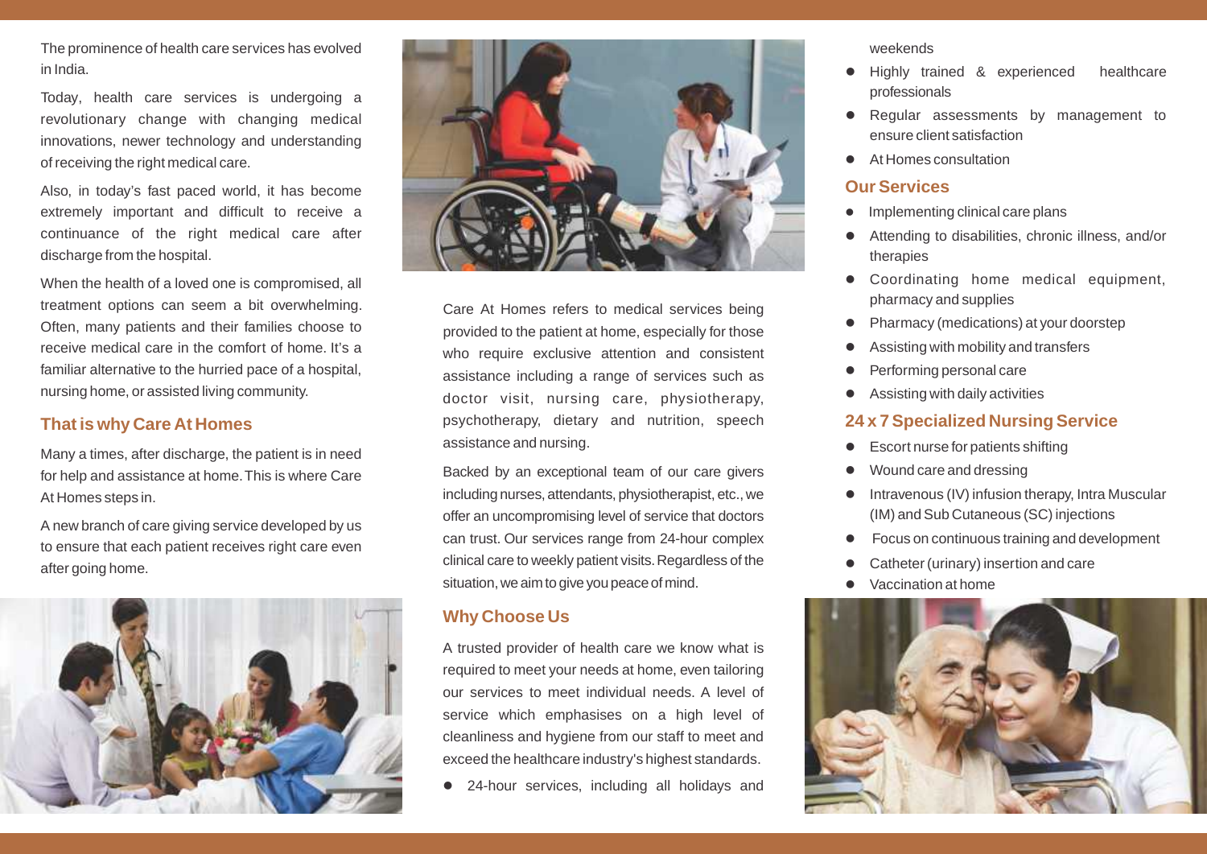The prominence of health care services has evolved in India.

Today, health care services is undergoing a revolutionary change with changing medical innovations, newer technology and understanding of receiving the right medical care.

Also, in today's fast paced world, it has become extremely important and difficult to receive a continuance of the right medical care after discharge from the hospital.

When the health of a loved one is compromised, all treatment options can seem a bit overwhelming. Often, many patients and their families choose to receive medical care in the comfort of home. It's a familiar alternative to the hurried pace of a hospital, nursing home, or assisted living community.

## That is why Care At Homes

Many a times, after discharge, the patient is in need for help and assistance at home. This is where Care At Homes steps in.

A new branch of care giving service developed by us to ensure that each patient receives right care even after going home.

Care At Homes refers to medical services being provided to the patient at home, especially for those who require exclusive attention and consistent assistance including a range of services such as doctor visit, nursing care, physiotherapy, psychotherapy, dietary and nutrition, speech assistance and nursing.

Backed by an exceptional team of our care givers including nurses, attendants, physiotherapist, etc., we offer an uncompromising level of service that doctors can trust. Our services range from 24-hour complex clinical care to weekly patient visits. Regardless of the situation, we aim to give you peace of mind.

## Why Choose Us

A trusted provider of health care we know what is required to meet your needs at home, even tailoring our services to meet individual needs. A level of service which emphasises on a high level of cleanliness and hygiene from our staff to meet and exceed the healthcare industry's highest standards.

- 24-hour services, including all holidays and weekends
- Highly trained & experienced healthcare professionals
- Regular assessments by management to ensure client satisfaction
- At Homes consultation

## Our Services

- Implementing clinical care plans
- Attending to disabilities, chronic illness, and/or therapies
- Coordinating home medical equipment, pharmacy and supplies
- Pharmacy (medications) at your doorstep
- Assisting with mobility and transfers
- Performing personal care
- Assisting with daily activities

## 24 x 7 Specialized Nursing Service

- Escort nurse for patients shifting
- Wound care and dressing
- Intravenous (IV) infusion therapy, Intra Muscular (IM) and Sub Cutaneous (SC) injections
- Focus on continuous training and development
- Catheter (urinary) insertion and care
- Vaccination at home